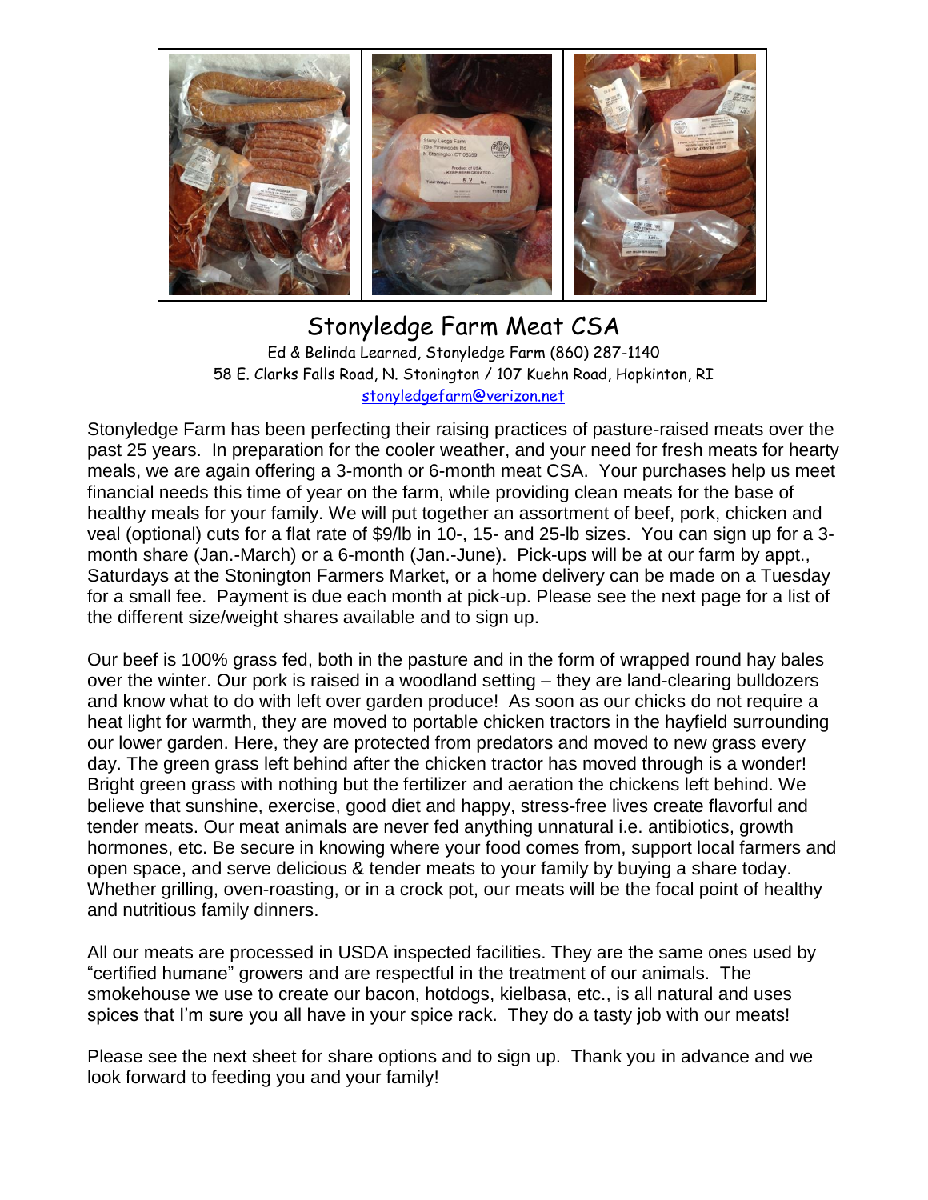# Stonyledge Farm Meat CSA

Ed & Belinda Learned, Stonyledge Farm (860) 287-1140
58 E. Clarks Falls Road, N. Stonington / 107 Kuehn Road, Hopkinton, RI
stonyledgefarm@verizon.net

Stonyledge Farm has been perfecting their raising practices of pasture-raised meats over the past 25 years. In preparation for the cooler weather, and your need for fresh meats for hearty meals, we are again offering a 3-month or 6-month meat CSA. Your purchases help us meet financial needs this time of year on the farm, while providing clean meats for the base of healthy meals for your family. We will put together an assortment of beef, pork, chicken and veal (optional) cuts for a flat rate of $9/lb in 10-, 15- and 25-lb sizes. You can sign up for a 3-month share (Jan.-March) or a 6-month (Jan.-June). Pick-ups will be at our farm by appt., Saturdays at the Stonington Farmers Market, or a home delivery can be made on a Tuesday for a small fee. Payment is due each month at pick-up. Please see the next page for a list of the different size/weight shares available and to sign up.

Our beef is 100% grass fed, both in the pasture and in the form of wrapped round hay bales over the winter. Our pork is raised in a woodland setting – they are land-clearing bulldozers and know what to do with left over garden produce! As soon as our chicks do not require a heat light for warmth, they are moved to portable chicken tractors in the hayfield surrounding our lower garden. Here, they are protected from predators and moved to new grass every day. The green grass left behind after the chicken tractor has moved through is a wonder! Bright green grass with nothing but the fertilizer and aeration the chickens left behind. We believe that sunshine, exercise, good diet and happy, stress-free lives create flavorful and tender meats. Our meat animals are never fed anything unnatural i.e. antibiotics, growth hormones, etc. Be secure in knowing where your food comes from, support local farmers and open space, and serve delicious & tender meats to your family by buying a share today. Whether grilling, oven-roasting, or in a crock pot, our meats will be the focal point of healthy and nutritious family dinners.

All our meats are processed in USDA inspected facilities. They are the same ones used by "certified humane" growers and are respectful in the treatment of our animals. The smokehouse we use to create our bacon, hotdogs, kielbasa, etc., is all natural and uses spices that I'm sure you all have in your spice rack. They do a tasty job with our meats!

Please see the next sheet for share options and to sign up. Thank you in advance and we look forward to feeding you and your family!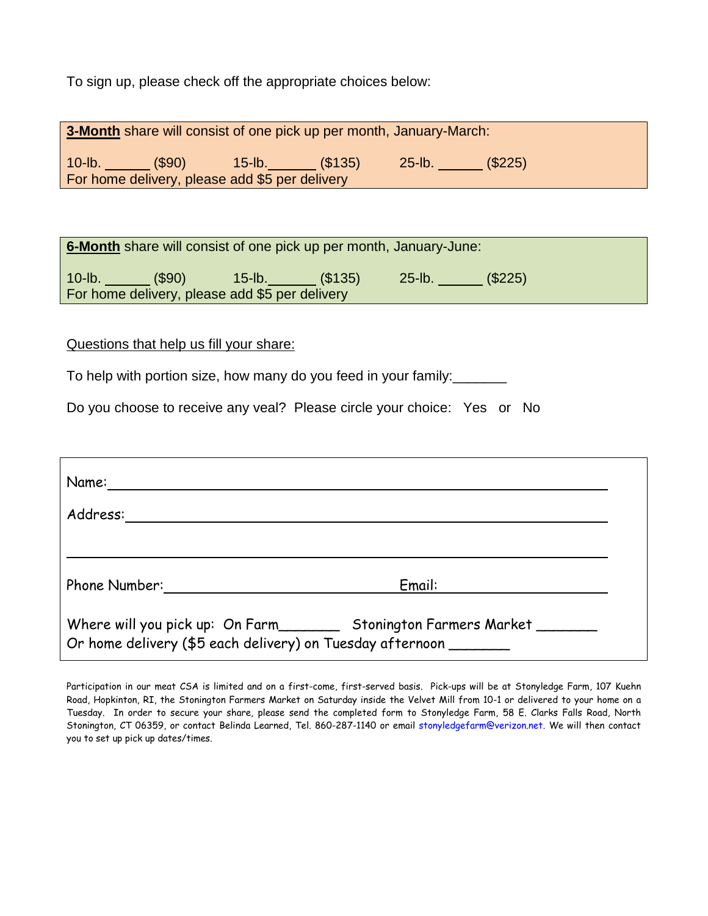To sign up, please check off the appropriate choices below:

**3-Month** share will consist of one pick up per month, January-March:

10-lb. ______ ($90)    15-lb.______ ($135)    25-lb. ______ ($225)
For home delivery, please add $5 per delivery

**6-Month** share will consist of one pick up per month, January-June:

10-lb. ______ ($90)    15-lb.______ ($135)    25-lb. ______ ($225)
For home delivery, please add $5 per delivery

Questions that help us fill your share:

To help with portion size, how many do you feed in your family:_______

Do you choose to receive any veal? Please circle your choice: Yes or No

Name: ______________________________________________

Address: ______________________________________________

______________________________________________

Phone Number: ______________________ Email: ______________________

Where will you pick up: On Farm_______ Stonington Farmers Market _______
Or home delivery ($5 each delivery) on Tuesday afternoon _______

Participation in our meat CSA is limited and on a first-come, first-served basis. Pick-ups will be at Stonyledge Farm, 107 Kuehn Road, Hopkinton, RI, the Stonington Farmers Market on Saturday inside the Velvet Mill from 10-1 or delivered to your home on a Tuesday. In order to secure your share, please send the completed form to Stonyledge Farm, 58 E. Clarks Falls Road, North Stonington, CT 06359, or contact Belinda Learned, Tel. 860-287-1140 or email stonyledgefarm@verizon.net. We will then contact you to set up pick up dates/times.